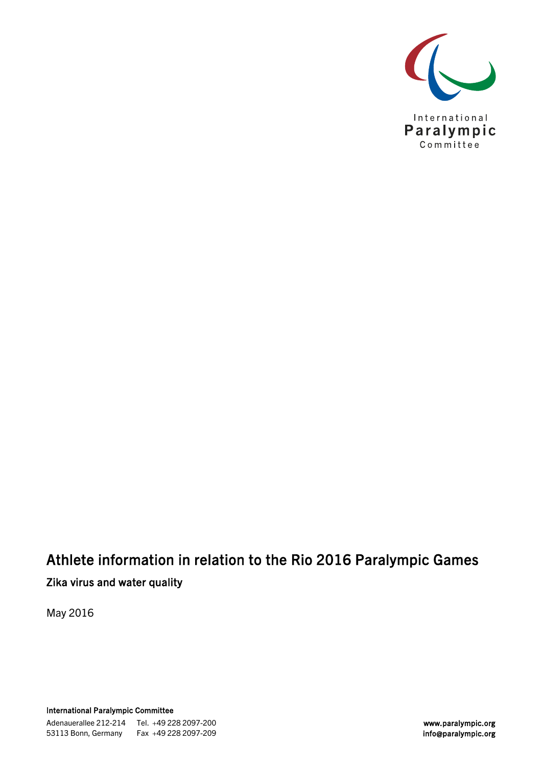International Paralympic Committee

# Athlete information in relation to the Rio 2016 Paralympic Games

## Zika virus and water quality

May 2016

**International Paralympic Committee**

Adenauerallee 212-214
53113 Bonn, Germany

Tel. +49 228 2097-200
Fax +49 228 2097-209

**www.paralympic.org**
**info@paralympic.org**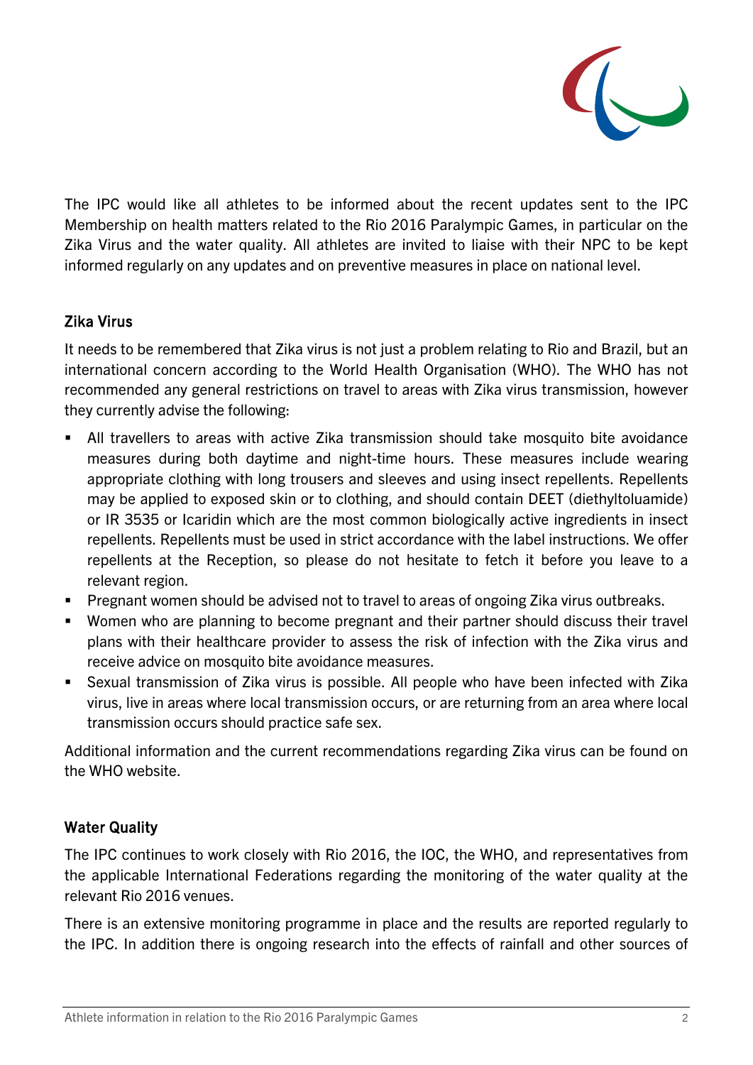The IPC would like all athletes to be informed about the recent updates sent to the IPC Membership on health matters related to the Rio 2016 Paralympic Games, in particular on the Zika Virus and the water quality. All athletes are invited to liaise with their NPC to be kept informed regularly on any updates and on preventive measures in place on national level.

## Zika Virus

It needs to be remembered that Zika virus is not just a problem relating to Rio and Brazil, but an international concern according to the World Health Organisation (WHO). The WHO has not recommended any general restrictions on travel to areas with Zika virus transmission, however they currently advise the following:

- All travellers to areas with active Zika transmission should take mosquito bite avoidance measures during both daytime and night-time hours. These measures include wearing appropriate clothing with long trousers and sleeves and using insect repellents. Repellents may be applied to exposed skin or to clothing, and should contain DEET (diethyltoluamide) or IR 3535 or Icaridin which are the most common biologically active ingredients in insect repellents. Repellents must be used in strict accordance with the label instructions. We offer repellents at the Reception, so please do not hesitate to fetch it before you leave to a relevant region.
- Pregnant women should be advised not to travel to areas of ongoing Zika virus outbreaks.
- Women who are planning to become pregnant and their partner should discuss their travel plans with their healthcare provider to assess the risk of infection with the Zika virus and receive advice on mosquito bite avoidance measures.
- Sexual transmission of Zika virus is possible. All people who have been infected with Zika virus, live in areas where local transmission occurs, or are returning from an area where local transmission occurs should practice safe sex.

Additional information and the current recommendations regarding Zika virus can be found on the WHO website.

## Water Quality

The IPC continues to work closely with Rio 2016, the IOC, the WHO, and representatives from the applicable International Federations regarding the monitoring of the water quality at the relevant Rio 2016 venues.

There is an extensive monitoring programme in place and the results are reported regularly to the IPC. In addition there is ongoing research into the effects of rainfall and other sources of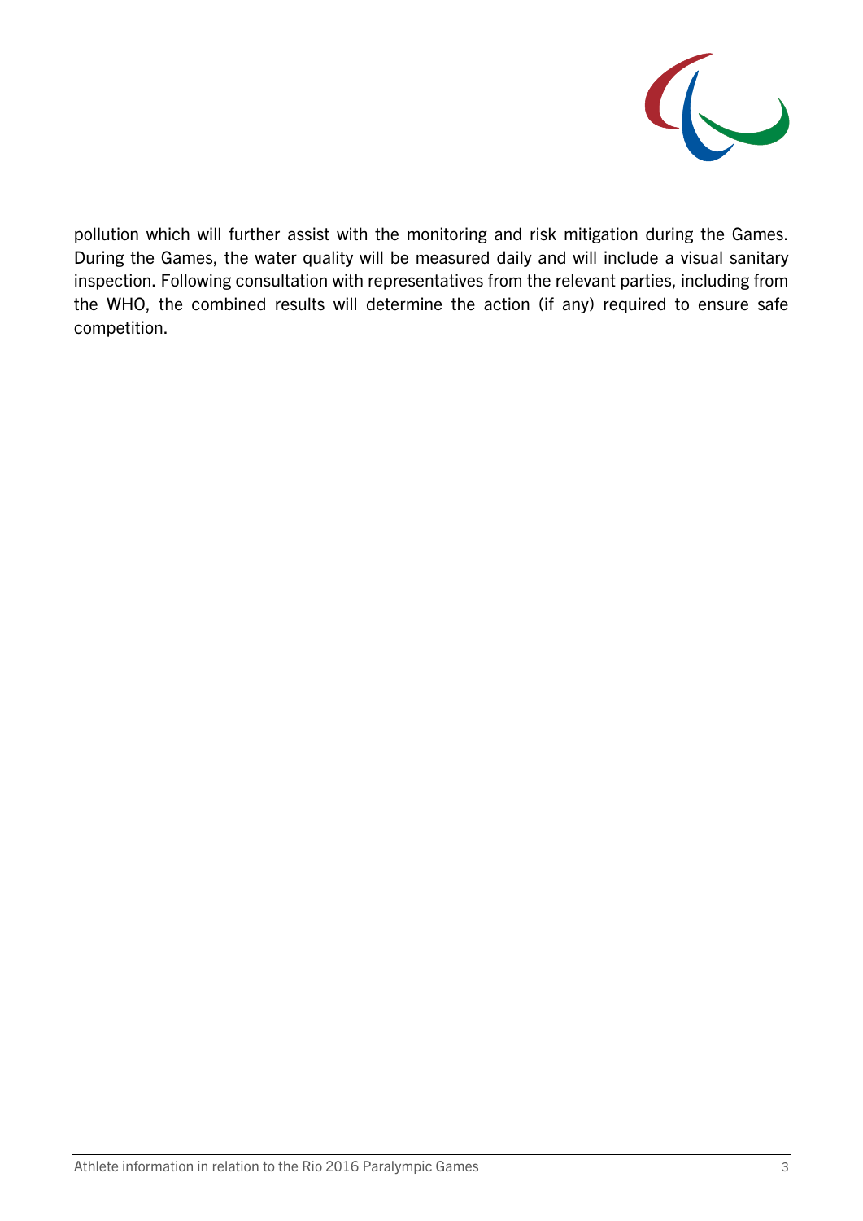pollution which will further assist with the monitoring and risk mitigation during the Games. During the Games, the water quality will be measured daily and will include a visual sanitary inspection. Following consultation with representatives from the relevant parties, including from the WHO, the combined results will determine the action (if any) required to ensure safe competition.